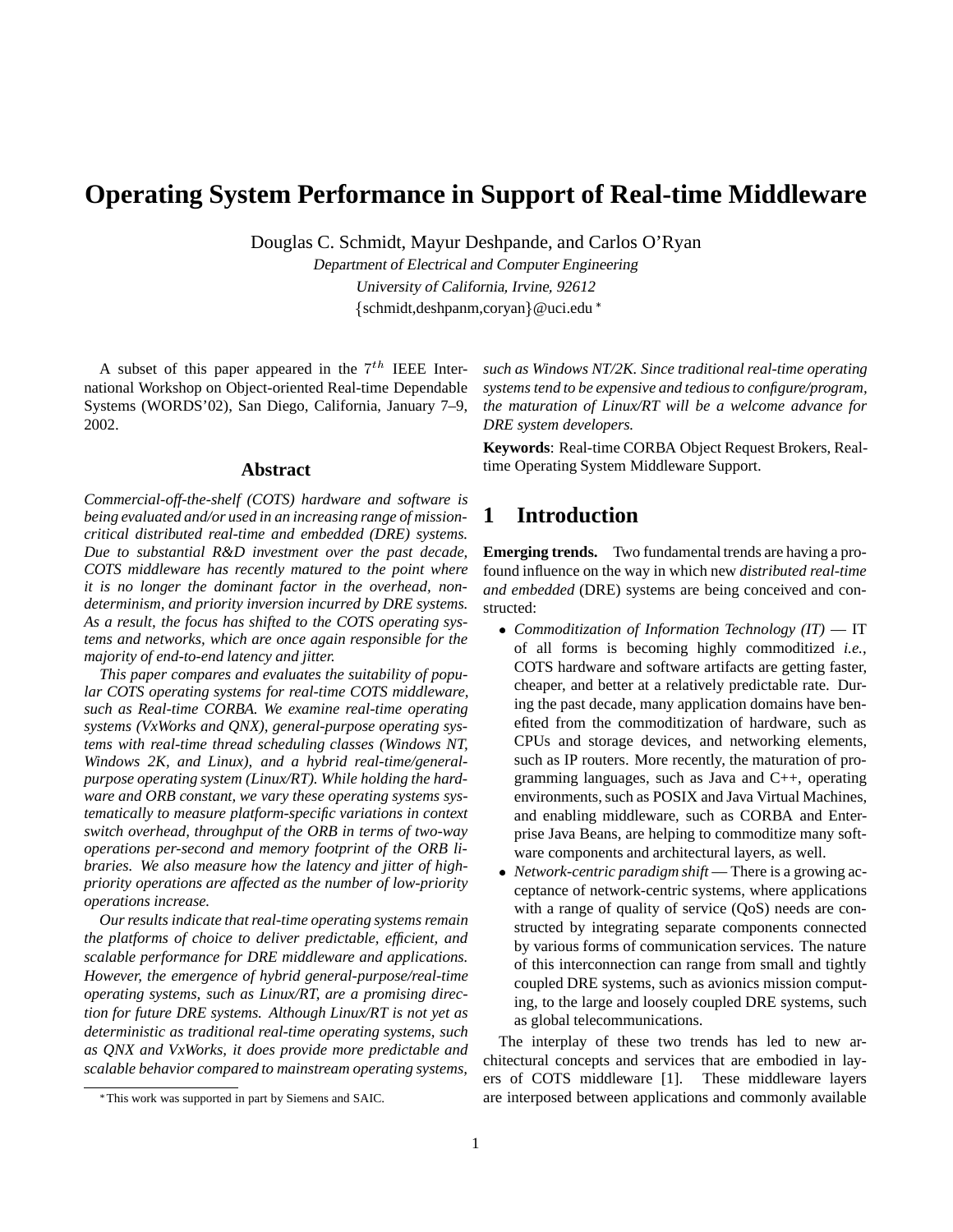# Operating System Performance in Support of Real-time Middleware

Douglas C. Schmidt, Mayur Deshpande, and Carlos O'Ryan

*Department of Electrical and Computer Engineering*
*University of California, Irvine, 92612*
{schmidt,deshpanm,coryan}@uci.edu *

A subset of this paper appeared in the $7^{th}$ IEEE International Workshop on Object-oriented Real-time Dependable Systems (WORDS'02), San Diego, California, January 7–9, 2002.

## Abstract

*Commercial-off-the-shelf (COTS) hardware and software is being evaluated and/or used in an increasing range of mission-critical distributed real-time and embedded (DRE) systems. Due to substantial R&D investment over the past decade, COTS middleware has recently matured to the point where it is no longer the dominant factor in the overhead, non-determinism, and priority inversion incurred by DRE systems. As a result, the focus has shifted to the COTS operating systems and networks, which are once again responsible for the majority of end-to-end latency and jitter.*

*This paper compares and evaluates the suitability of popular COTS operating systems for real-time COTS middleware, such as Real-time CORBA. We examine real-time operating systems (VxWorks and QNX), general-purpose operating systems with real-time thread scheduling classes (Windows NT, Windows 2K, and Linux), and a hybrid real-time/general-purpose operating system (Linux/RT). While holding the hardware and ORB constant, we vary these operating systems systematically to measure platform-specific variations in context switch overhead, throughput of the ORB in terms of two-way operations per-second and memory footprint of the ORB libraries. We also measure how the latency and jitter of high-priority operations are affected as the number of low-priority operations increase.*

*Our results indicate that real-time operating systems remain the platforms of choice to deliver predictable, efficient, and scalable performance for DRE middleware and applications. However, the emergence of hybrid general-purpose/real-time operating systems, such as Linux/RT, are a promising direction for future DRE systems. Although Linux/RT is not yet as deterministic as traditional real-time operating systems, such as QNX and VxWorks, it does provide more predictable and scalable behavior compared to mainstream operating systems, such as Windows NT/2K. Since traditional real-time operating systems tend to be expensive and tedious to configure/program, the maturation of Linux/RT will be a welcome advance for DRE system developers.*

**Keywords**: Real-time CORBA Object Request Brokers, Real-time Operating System Middleware Support.

## 1 Introduction

**Emerging trends.** Two fundamental trends are having a profound influence on the way in which new *distributed real-time and embedded* (DRE) systems are being conceived and constructed:

- *Commoditization of Information Technology (IT)* — IT of all forms is becoming highly commoditized *i.e.*, COTS hardware and software artifacts are getting faster, cheaper, and better at a relatively predictable rate. During the past decade, many application domains have benefited from the commoditization of hardware, such as CPUs and storage devices, and networking elements, such as IP routers. More recently, the maturation of programming languages, such as Java and C++, operating environments, such as POSIX and Java Virtual Machines, and enabling middleware, such as CORBA and Enterprise Java Beans, are helping to commoditize many software components and architectural layers, as well.
- *Network-centric paradigm shift* — There is a growing acceptance of network-centric systems, where applications with a range of quality of service (QoS) needs are constructed by integrating separate components connected by various forms of communication services. The nature of this interconnection can range from small and tightly coupled DRE systems, such as avionics mission computing, to the large and loosely coupled DRE systems, such as global telecommunications.

The interplay of these two trends has led to new architectural concepts and services that are embodied in layers of COTS middleware [1]. These middleware layers are interposed between applications and commonly available

*This work was supported in part by Siemens and SAIC.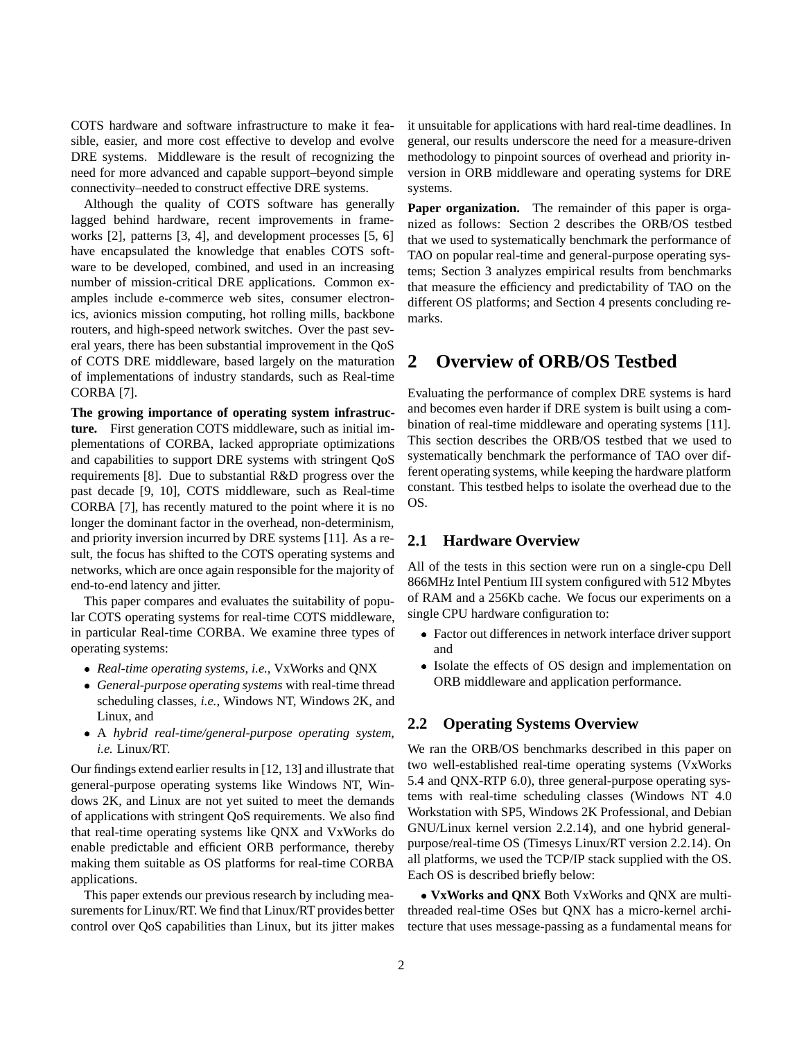COTS hardware and software infrastructure to make it feasible, easier, and more cost effective to develop and evolve DRE systems. Middleware is the result of recognizing the need for more advanced and capable support–beyond simple connectivity–needed to construct effective DRE systems.

Although the quality of COTS software has generally lagged behind hardware, recent improvements in frameworks [2], patterns [3, 4], and development processes [5, 6] have encapsulated the knowledge that enables COTS software to be developed, combined, and used in an increasing number of mission-critical DRE applications. Common examples include e-commerce web sites, consumer electronics, avionics mission computing, hot rolling mills, backbone routers, and high-speed network switches. Over the past several years, there has been substantial improvement in the QoS of COTS DRE middleware, based largely on the maturation of implementations of industry standards, such as Real-time CORBA [7].

**The growing importance of operating system infrastructure.** First generation COTS middleware, such as initial implementations of CORBA, lacked appropriate optimizations and capabilities to support DRE systems with stringent QoS requirements [8]. Due to substantial R&D progress over the past decade [9, 10], COTS middleware, such as Real-time CORBA [7], has recently matured to the point where it is no longer the dominant factor in the overhead, non-determinism, and priority inversion incurred by DRE systems [11]. As a result, the focus has shifted to the COTS operating systems and networks, which are once again responsible for the majority of end-to-end latency and jitter.

This paper compares and evaluates the suitability of popular COTS operating systems for real-time COTS middleware, in particular Real-time CORBA. We examine three types of operating systems:

- *Real-time operating systems*, *i.e.*, VxWorks and QNX
- *General-purpose operating systems* with real-time thread scheduling classes, *i.e.*, Windows NT, Windows 2K, and Linux, and
- A *hybrid real-time/general-purpose operating system*, *i.e.* Linux/RT.

Our findings extend earlier results in [12, 13] and illustrate that general-purpose operating systems like Windows NT, Windows 2K, and Linux are not yet suited to meet the demands of applications with stringent QoS requirements. We also find that real-time operating systems like QNX and VxWorks do enable predictable and efficient ORB performance, thereby making them suitable as OS platforms for real-time CORBA applications.

This paper extends our previous research by including measurements for Linux/RT. We find that Linux/RT provides better control over QoS capabilities than Linux, but its jitter makes it unsuitable for applications with hard real-time deadlines. In general, our results underscore the need for a measure-driven methodology to pinpoint sources of overhead and priority inversion in ORB middleware and operating systems for DRE systems.

**Paper organization.** The remainder of this paper is organized as follows: Section 2 describes the ORB/OS testbed that we used to systematically benchmark the performance of TAO on popular real-time and general-purpose operating systems; Section 3 analyzes empirical results from benchmarks that measure the efficiency and predictability of TAO on the different OS platforms; and Section 4 presents concluding remarks.

# 2 Overview of ORB/OS Testbed

Evaluating the performance of complex DRE systems is hard and becomes even harder if DRE system is built using a combination of real-time middleware and operating systems [11]. This section describes the ORB/OS testbed that we used to systematically benchmark the performance of TAO over different operating systems, while keeping the hardware platform constant. This testbed helps to isolate the overhead due to the OS.

## 2.1 Hardware Overview

All of the tests in this section were run on a single-cpu Dell 866MHz Intel Pentium III system configured with 512 Mbytes of RAM and a 256Kb cache. We focus our experiments on a single CPU hardware configuration to:

- Factor out differences in network interface driver support and
- Isolate the effects of OS design and implementation on ORB middleware and application performance.

## 2.2 Operating Systems Overview

We ran the ORB/OS benchmarks described in this paper on two well-established real-time operating systems (VxWorks 5.4 and QNX-RTP 6.0), three general-purpose operating systems with real-time scheduling classes (Windows NT 4.0 Workstation with SP5, Windows 2K Professional, and Debian GNU/Linux kernel version 2.2.14), and one hybrid general-purpose/real-time OS (Timesys Linux/RT version 2.2.14). On all platforms, we used the TCP/IP stack supplied with the OS. Each OS is described briefly below:

- **VxWorks and QNX** Both VxWorks and QNX are multi-threaded real-time OSes but QNX has a micro-kernel architecture that uses message-passing as a fundamental means for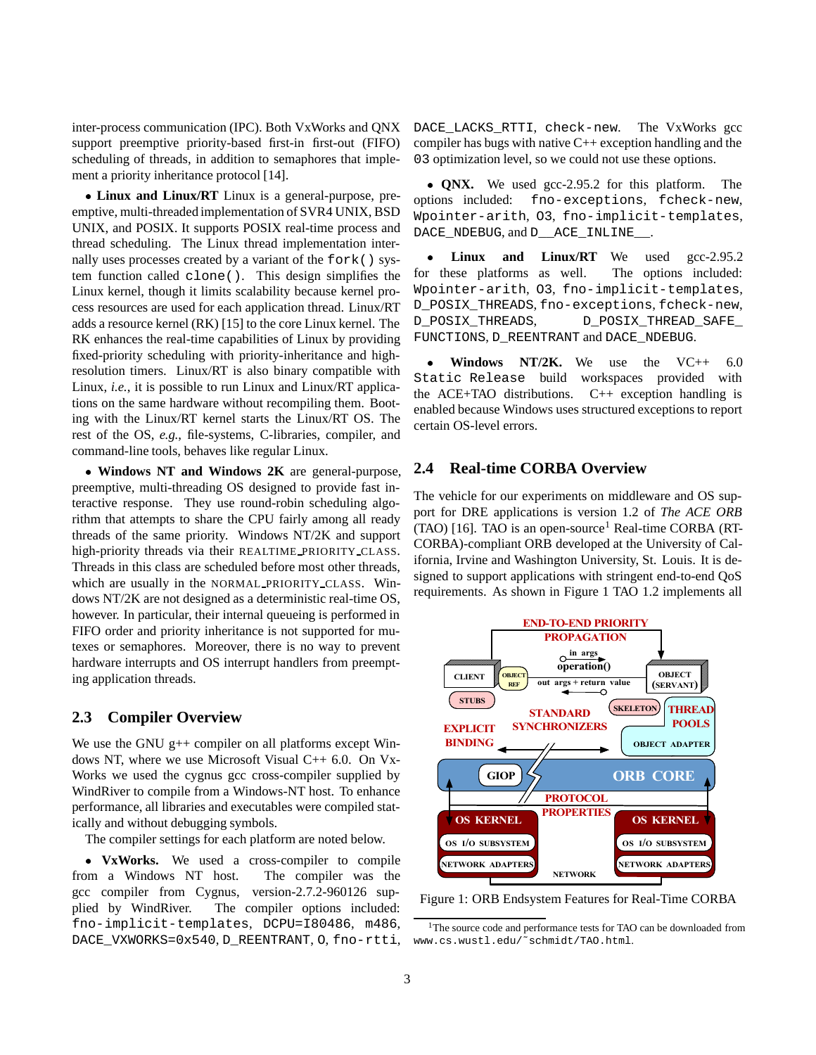inter-process communication (IPC). Both VxWorks and QNX support preemptive priority-based first-in first-out (FIFO) scheduling of threads, in addition to semaphores that implement a priority inheritance protocol [14].

- **Linux and Linux/RT** Linux is a general-purpose, preemptive, multi-threaded implementation of SVR4 UNIX, BSD UNIX, and POSIX. It supports POSIX real-time process and thread scheduling. The Linux thread implementation internally uses processes created by a variant of the `fork()` system function called `clone()`. This design simplifies the Linux kernel, though it limits scalability because kernel process resources are used for each application thread. Linux/RT adds a resource kernel (RK) [15] to the core Linux kernel. The RK enhances the real-time capabilities of Linux by providing fixed-priority scheduling with priority-inheritance and high-resolution timers. Linux/RT is also binary compatible with Linux, *i.e.*, it is possible to run Linux and Linux/RT applications on the same hardware without recompiling them. Booting with the Linux/RT kernel starts the Linux/RT OS. The rest of the OS, *e.g.*, file-systems, C-libraries, compiler, and command-line tools, behaves like regular Linux.

- **Windows NT and Windows 2K** are general-purpose, preemptive, multi-threading OS designed to provide fast interactive response. They use round-robin scheduling algorithm that attempts to share the CPU fairly among all ready threads of the same priority. Windows NT/2K and support high-priority threads via their REALTIME_PRIORITY_CLASS. Threads in this class are scheduled before most other threads, which are usually in the NORMAL_PRIORITY_CLASS. Windows NT/2K are not designed as a deterministic real-time OS, however. In particular, their internal queueing is performed in FIFO order and priority inheritance is not supported for mutexes or semaphores. Moreover, there is no way to prevent hardware interrupts and OS interrupt handlers from preempting application threads.

## 2.3 Compiler Overview

We use the GNU g++ compiler on all platforms except Windows NT, where we use Microsoft Visual C++ 6.0. On VxWorks we used the cygnus gcc cross-compiler supplied by WindRiver to compile from a Windows-NT host. To enhance performance, all libraries and executables were compiled statically and without debugging symbols.

The compiler settings for each platform are noted below.

- **VxWorks.** We used a cross-compiler to compile from a Windows NT host. The compiler was the gcc compiler from Cygnus, version-2.7.2-960126 supplied by WindRiver. The compiler options included: `fno-implicit-templates`, `DCPU=I80486`, `m486`, `DACE_VXWORKS=0x540`, `D_REENTRANT`, `O`, `fno-rtti`, `DACE_LACKS_RTTI`, `check-new`. The VxWorks gcc compiler has bugs with native C++ exception handling and the `O3` optimization level, so we could not use these options.

- **QNX.** We used gcc-2.95.2 for this platform. The options included: `fno-exceptions`, `fcheck-new`, `Wpointer-arith`, `O3`, `fno-implicit-templates`, `DACE_NDEBUG`, and `D__ACE_INLINE__`.

- **Linux and Linux/RT** We used gcc-2.95.2 for these platforms as well. The options included: `Wpointer-arith`, `O3`, `fno-implicit-templates`, `D_POSIX_THREADS`, `fno-exceptions`, `fcheck-new`, `D_POSIX_THREADS`, `D_POSIX_THREAD_SAFE_FUNCTIONS`, `D_REENTRANT` and `DACE_NDEBUG`.

- **Windows NT/2K.** We use the VC++ 6.0 `Static Release` build workspaces provided with the ACE+TAO distributions. C++ exception handling is enabled because Windows uses structured exceptions to report certain OS-level errors.

## 2.4 Real-time CORBA Overview

The vehicle for our experiments on middleware and OS support for DRE applications is version 1.2 of *The ACE ORB* (TAO) [16]. TAO is an open-source[1] Real-time CORBA (RT-CORBA)-compliant ORB developed at the University of California, Irvine and Washington University, St. Louis. It is designed to support applications with stringent end-to-end QoS requirements. As shown in Figure 1 TAO 1.2 implements all

Figure 1: ORB Endsystem Features for Real-Time CORBA

[1] The source code and performance tests for TAO can be downloaded from `www.cs.wustl.edu/~schmidt/TAO.html`.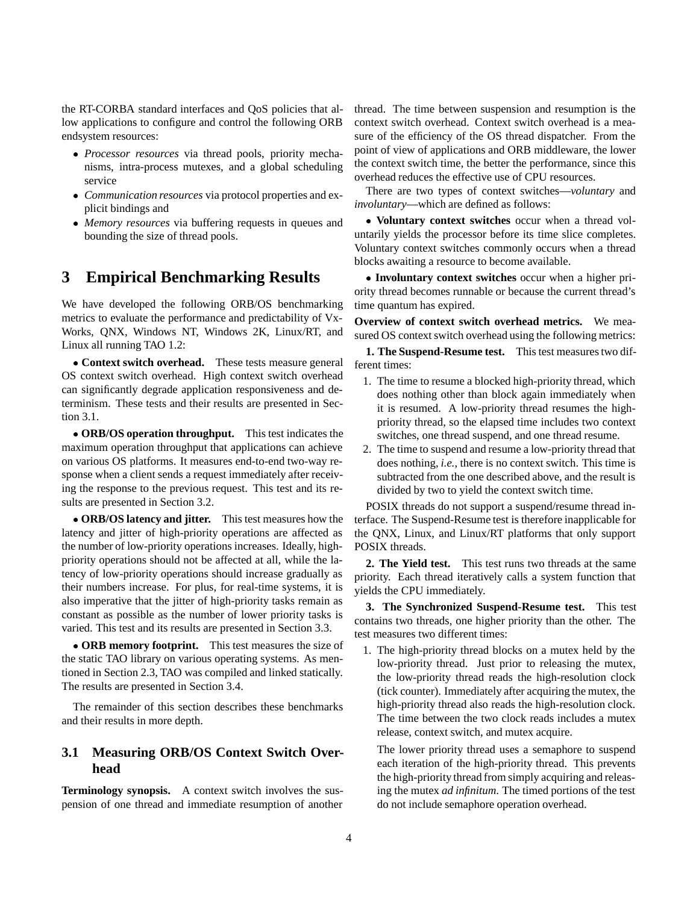the RT-CORBA standard interfaces and QoS policies that allow applications to configure and control the following ORB endsystem resources:

- *Processor resources* via thread pools, priority mechanisms, intra-process mutexes, and a global scheduling service
- *Communication resources* via protocol properties and explicit bindings and
- *Memory resources* via buffering requests in queues and bounding the size of thread pools.

# 3 Empirical Benchmarking Results

We have developed the following ORB/OS benchmarking metrics to evaluate the performance and predictability of VxWorks, QNX, Windows NT, Windows 2K, Linux/RT, and Linux all running TAO 1.2:

• **Context switch overhead.** These tests measure general OS context switch overhead. High context switch overhead can significantly degrade application responsiveness and determinism. These tests and their results are presented in Section 3.1.

• **ORB/OS operation throughput.** This test indicates the maximum operation throughput that applications can achieve on various OS platforms. It measures end-to-end two-way response when a client sends a request immediately after receiving the response to the previous request. This test and its results are presented in Section 3.2.

• **ORB/OS latency and jitter.** This test measures how the latency and jitter of high-priority operations are affected as the number of low-priority operations increases. Ideally, high-priority operations should not be affected at all, while the latency of low-priority operations should increase gradually as their numbers increase. For plus, for real-time systems, it is also imperative that the jitter of high-priority tasks remain as constant as possible as the number of lower priority tasks is varied. This test and its results are presented in Section 3.3.

• **ORB memory footprint.** This test measures the size of the static TAO library on various operating systems. As mentioned in Section 2.3, TAO was compiled and linked statically. The results are presented in Section 3.4.

The remainder of this section describes these benchmarks and their results in more depth.

## 3.1 Measuring ORB/OS Context Switch Overhead

**Terminology synopsis.** A context switch involves the suspension of one thread and immediate resumption of another thread. The time between suspension and resumption is the context switch overhead. Context switch overhead is a measure of the efficiency of the OS thread dispatcher. From the point of view of applications and ORB middleware, the lower the context switch time, the better the performance, since this overhead reduces the effective use of CPU resources.

There are two types of context switches—*voluntary* and *involuntary*—which are defined as follows:

• **Voluntary context switches** occur when a thread voluntarily yields the processor before its time slice completes. Voluntary context switches commonly occurs when a thread blocks awaiting a resource to become available.

• **Involuntary context switches** occur when a higher priority thread becomes runnable or because the current thread's time quantum has expired.

**Overview of context switch overhead metrics.** We measured OS context switch overhead using the following metrics:

**1. The Suspend-Resume test.** This test measures two different times:

1. The time to resume a blocked high-priority thread, which does nothing other than block again immediately when it is resumed. A low-priority thread resumes the high-priority thread, so the elapsed time includes two context switches, one thread suspend, and one thread resume.
2. The time to suspend and resume a low-priority thread that does nothing, *i.e.*, there is no context switch. This time is subtracted from the one described above, and the result is divided by two to yield the context switch time.

POSIX threads do not support a suspend/resume thread interface. The Suspend-Resume test is therefore inapplicable for the QNX, Linux, and Linux/RT platforms that only support POSIX threads.

**2. The Yield test.** This test runs two threads at the same priority. Each thread iteratively calls a system function that yields the CPU immediately.

**3. The Synchronized Suspend-Resume test.** This test contains two threads, one higher priority than the other. The test measures two different times:

1. The high-priority thread blocks on a mutex held by the low-priority thread. Just prior to releasing the mutex, the low-priority thread reads the high-resolution clock (tick counter). Immediately after acquiring the mutex, the high-priority thread also reads the high-resolution clock. The time between the two clock reads includes a mutex release, context switch, and mutex acquire.

   The lower priority thread uses a semaphore to suspend each iteration of the high-priority thread. This prevents the high-priority thread from simply acquiring and releasing the mutex *ad infinitum*. The timed portions of the test do not include semaphore operation overhead.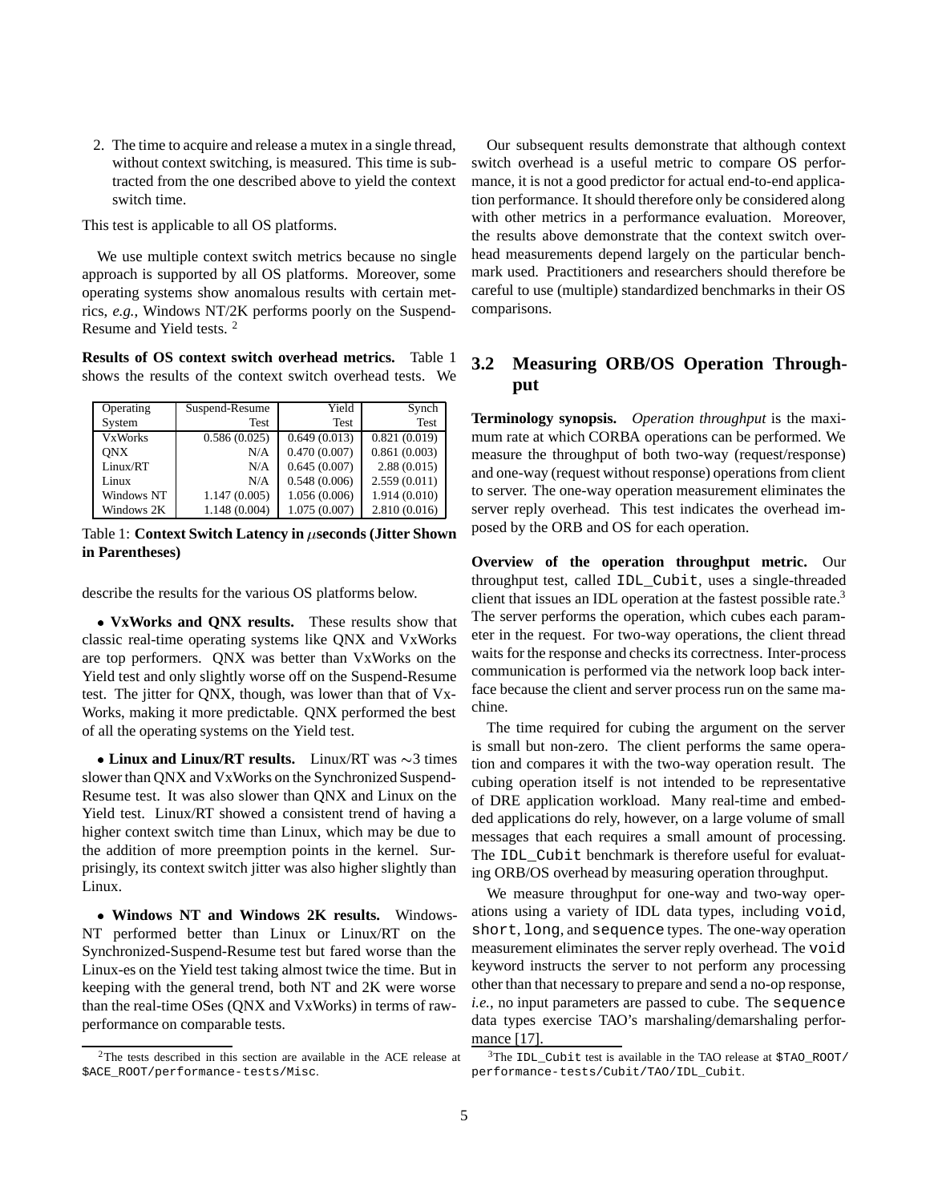2. The time to acquire and release a mutex in a single thread, without context switching, is measured. This time is subtracted from the one described above to yield the context switch time.

This test is applicable to all OS platforms.

We use multiple context switch metrics because no single approach is supported by all OS platforms. Moreover, some operating systems show anomalous results with certain metrics, *e.g.*, Windows NT/2K performs poorly on the Suspend-Resume and Yield tests. [2]

**Results of OS context switch overhead metrics.** Table 1 shows the results of the context switch overhead tests. We describe the results for the various OS platforms below.

| Operating System | Suspend-Resume Test | Yield Test | Synch Test |
|---|---|---|---|
| VxWorks | 0.586 (0.025) | 0.649 (0.013) | 0.821 (0.019) |
| QNX | N/A | 0.470 (0.007) | 0.861 (0.003) |
| Linux/RT | N/A | 0.645 (0.007) | 2.88 (0.015) |
| Linux | N/A | 0.548 (0.006) | 2.559 (0.011) |
| Windows NT | 1.147 (0.005) | 1.056 (0.006) | 1.914 (0.010) |
| Windows 2K | 1.148 (0.004) | 1.075 (0.007) | 2.810 (0.016) |

Table 1: **Context Switch Latency in $\mu$seconds (Jitter Shown in Parentheses)**

- **VxWorks and QNX results.** These results show that classic real-time operating systems like QNX and VxWorks are top performers. QNX was better than VxWorks on the Yield test and only slightly worse off on the Suspend-Resume test. The jitter for QNX, though, was lower than that of VxWorks, making it more predictable. QNX performed the best of all the operating systems on the Yield test.

- **Linux and Linux/RT results.** Linux/RT was $\sim$3 times slower than QNX and VxWorks on the Synchronized Suspend-Resume test. It was also slower than QNX and Linux on the Yield test. Linux/RT showed a consistent trend of having a higher context switch time than Linux, which may be due to the addition of more preemption points in the kernel. Surprisingly, its context switch jitter was also higher slightly than Linux.

- **Windows NT and Windows 2K results.** Windows-NT performed better than Linux or Linux/RT on the Synchronized-Suspend-Resume test but fared worse than the Linux-es on the Yield test taking almost twice the time. But in keeping with the general trend, both NT and 2K were worse than the real-time OSes (QNX and VxWorks) in terms of raw-performance on comparable tests.

Our subsequent results demonstrate that although context switch overhead is a useful metric to compare OS performance, it is not a good predictor for actual end-to-end application performance. It should therefore only be considered along with other metrics in a performance evaluation. Moreover, the results above demonstrate that the context switch overhead measurements depend largely on the particular benchmark used. Practitioners and researchers should therefore be careful to use (multiple) standardized benchmarks in their OS comparisons.

## 3.2 Measuring ORB/OS Operation Throughput

**Terminology synopsis.** *Operation throughput* is the maximum rate at which CORBA operations can be performed. We measure the throughput of both two-way (request/response) and one-way (request without response) operations from client to server. The one-way operation measurement eliminates the server reply overhead. This test indicates the overhead imposed by the ORB and OS for each operation.

**Overview of the operation throughput metric.** Our throughput test, called `IDL_Cubit`, uses a single-threaded client that issues an IDL operation at the fastest possible rate.[3] The server performs the operation, which cubes each parameter in the request. For two-way operations, the client thread waits for the response and checks its correctness. Inter-process communication is performed via the network loop back interface because the client and server process run on the same machine.

The time required for cubing the argument on the server is small but non-zero. The client performs the same operation and compares it with the two-way operation result. The cubing operation itself is not intended to be representative of DRE application workload. Many real-time and embedded applications do rely, however, on a large volume of small messages that each requires a small amount of processing. The `IDL_Cubit` benchmark is therefore useful for evaluating ORB/OS overhead by measuring operation throughput.

We measure throughput for one-way and two-way operations using a variety of IDL data types, including `void`, `short`, `long`, and `sequence` types. The one-way operation measurement eliminates the server reply overhead. The `void` keyword instructs the server to not perform any processing other than that necessary to prepare and send a no-op response, *i.e.*, no input parameters are passed to cube. The `sequence` data types exercise TAO's marshaling/demarshaling performance [17].

[2] The tests described in this section are available in the ACE release at `$ACE_ROOT/performance-tests/Misc`.

[3] The `IDL_Cubit` test is available in the TAO release at `$TAO_ROOT/performance-tests/Cubit/TAO/IDL_Cubit`.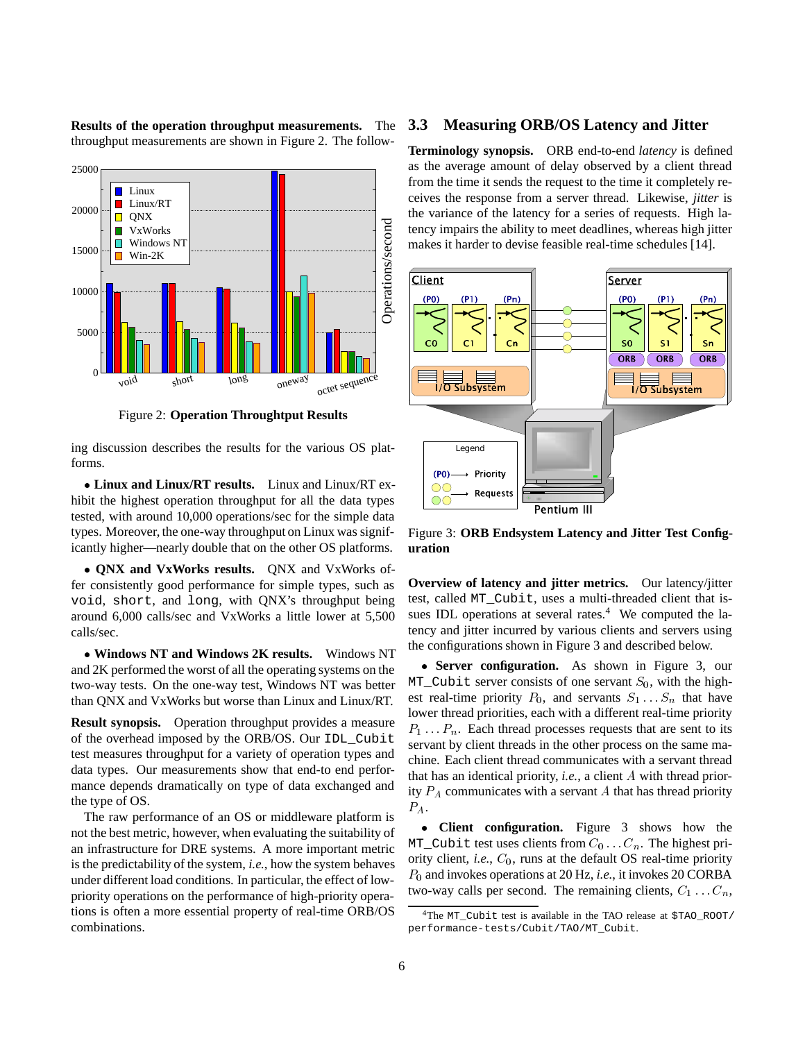**Results of the operation throughput measurements.** The throughput measurements are shown in Figure 2. The following discussion describes the results for the various OS platforms.

Figure 2: **Operation Throughput Results**

- **Linux and Linux/RT results.** Linux and Linux/RT exhibit the highest operation throughput for all the data types tested, with around 10,000 operations/sec for the simple data types. Moreover, the one-way throughput on Linux was significantly higher—nearly double that on the other OS platforms.

- **QNX and VxWorks results.** QNX and VxWorks offer consistently good performance for simple types, such as `void`, `short`, and `long`, with QNX's throughput being around 6,000 calls/sec and VxWorks a little lower at 5,500 calls/sec.

- **Windows NT and Windows 2K results.** Windows NT and 2K performed the worst of all the operating systems on the two-way tests. On the one-way test, Windows NT was better than QNX and VxWorks but worse than Linux and Linux/RT.

**Result synopsis.** Operation throughput provides a measure of the overhead imposed by the ORB/OS. Our `IDL_Cubit` test measures throughput for a variety of operation types and data types. Our measurements show that end-to end performance depends dramatically on type of data exchanged and the type of OS.

The raw performance of an OS or middleware platform is not the best metric, however, when evaluating the suitability of an infrastructure for DRE systems. A more important metric is the predictability of the system, *i.e.*, how the system behaves under different load conditions. In particular, the effect of low-priority operations on the performance of high-priority operations is often a more essential property of real-time ORB/OS combinations.

## 3.3 Measuring ORB/OS Latency and Jitter

**Terminology synopsis.** ORB end-to-end *latency* is defined as the average amount of delay observed by a client thread from the time it sends the request to the time it completely receives the response from a server thread. Likewise, *jitter* is the variance of the latency for a series of requests. High latency impairs the ability to meet deadlines, whereas high jitter makes it harder to devise feasible real-time schedules [14].

Figure 3: **ORB Endsystem Latency and Jitter Test Configuration**

**Overview of latency and jitter metrics.** Our latency/jitter test, called `MT_Cubit`, uses a multi-threaded client that issues IDL operations at several rates.[4] We computed the latency and jitter incurred by various clients and servers using the configurations shown in Figure 3 and described below.

- **Server configuration.** As shown in Figure 3, our `MT_Cubit` server consists of one servant $S_0$, with the highest real-time priority $P_0$, and servants $S_1 \ldots S_n$ that have lower thread priorities, each with a different real-time priority $P_1 \ldots P_n$. Each thread processes requests that are sent to its servant by client threads in the other process on the same machine. Each client thread communicates with a servant thread that has an identical priority, *i.e.*, a client $A$ with thread priority $P_A$ communicates with a servant $A$ that has thread priority $P_A$.

- **Client configuration.** Figure 3 shows how the `MT_Cubit` test uses clients from $C_0 \ldots C_n$. The highest priority client, *i.e.*, $C_0$, runs at the default OS real-time priority $P_0$ and invokes operations at 20 Hz, *i.e.*, it invokes 20 CORBA two-way calls per second. The remaining clients, $C_1 \ldots C_n$,

[4] The `MT_Cubit` test is available in the TAO release at `$TAO_ROOT/performance-tests/Cubit/TAO/MT_Cubit`.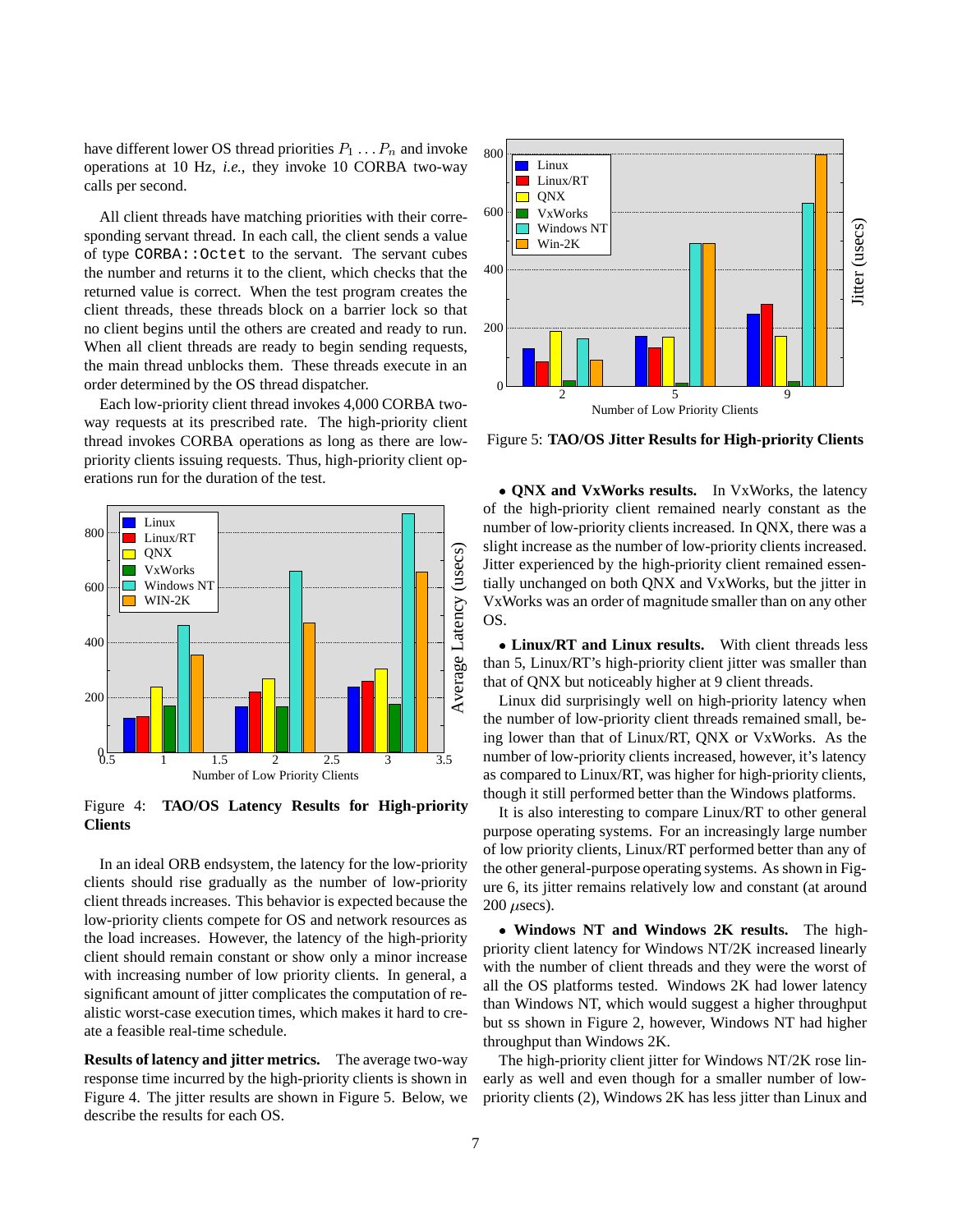have different lower OS thread priorities $P_1 \ldots P_n$ and invoke operations at 10 Hz, *i.e.*, they invoke 10 CORBA two-way calls per second.

All client threads have matching priorities with their corresponding servant thread. In each call, the client sends a value of type `CORBA::Octet` to the servant. The servant cubes the number and returns it to the client, which checks that the returned value is correct. When the test program creates the client threads, these threads block on a barrier lock so that no client begins until the others are created and ready to run. When all client threads are ready to begin sending requests, the main thread unblocks them. These threads execute in an order determined by the OS thread dispatcher.

Each low-priority client thread invokes 4,000 CORBA two-way requests at its prescribed rate. The high-priority client thread invokes CORBA operations as long as there are low-priority clients issuing requests. Thus, high-priority client operations run for the duration of the test.

Figure 4: **TAO/OS Latency Results for High-priority Clients**

In an ideal ORB endsystem, the latency for the low-priority clients should rise gradually as the number of low-priority client threads increases. This behavior is expected because the low-priority clients compete for OS and network resources as the load increases. However, the latency of the high-priority client should remain constant or show only a minor increase with increasing number of low priority clients. In general, a significant amount of jitter complicates the computation of realistic worst-case execution times, which makes it hard to create a feasible real-time schedule.

**Results of latency and jitter metrics.** The average two-way response time incurred by the high-priority clients is shown in Figure 4. The jitter results are shown in Figure 5. Below, we describe the results for each OS.

Figure 5: **TAO/OS Jitter Results for High-priority Clients**

- **QNX and VxWorks results.** In VxWorks, the latency of the high-priority client remained nearly constant as the number of low-priority clients increased. In QNX, there was a slight increase as the number of low-priority clients increased. Jitter experienced by the high-priority client remained essentially unchanged on both QNX and VxWorks, but the jitter in VxWorks was an order of magnitude smaller than on any other OS.

- **Linux/RT and Linux results.** With client threads less than 5, Linux/RT's high-priority client jitter was smaller than that of QNX but noticeably higher at 9 client threads.

Linux did surprisingly well on high-priority latency when the number of low-priority client threads remained small, being lower than that of Linux/RT, QNX or VxWorks. As the number of low-priority clients increased, however, it's latency as compared to Linux/RT, was higher for high-priority clients, though it still performed better than the Windows platforms.

It is also interesting to compare Linux/RT to other general purpose operating systems. For an increasingly large number of low priority clients, Linux/RT performed better than any of the other general-purpose operating systems. As shown in Figure 6, its jitter remains relatively low and constant (at around 200 $\mu$secs).

- **Windows NT and Windows 2K results.** The high-priority client latency for Windows NT/2K increased linearly with the number of client threads and they were the worst of all the OS platforms tested. Windows 2K had lower latency than Windows NT, which would suggest a higher throughput but ss shown in Figure 2, however, Windows NT had higher throughput than Windows 2K.

The high-priority client jitter for Windows NT/2K rose linearly as well and even though for a smaller number of low-priority clients (2), Windows 2K has less jitter than Linux and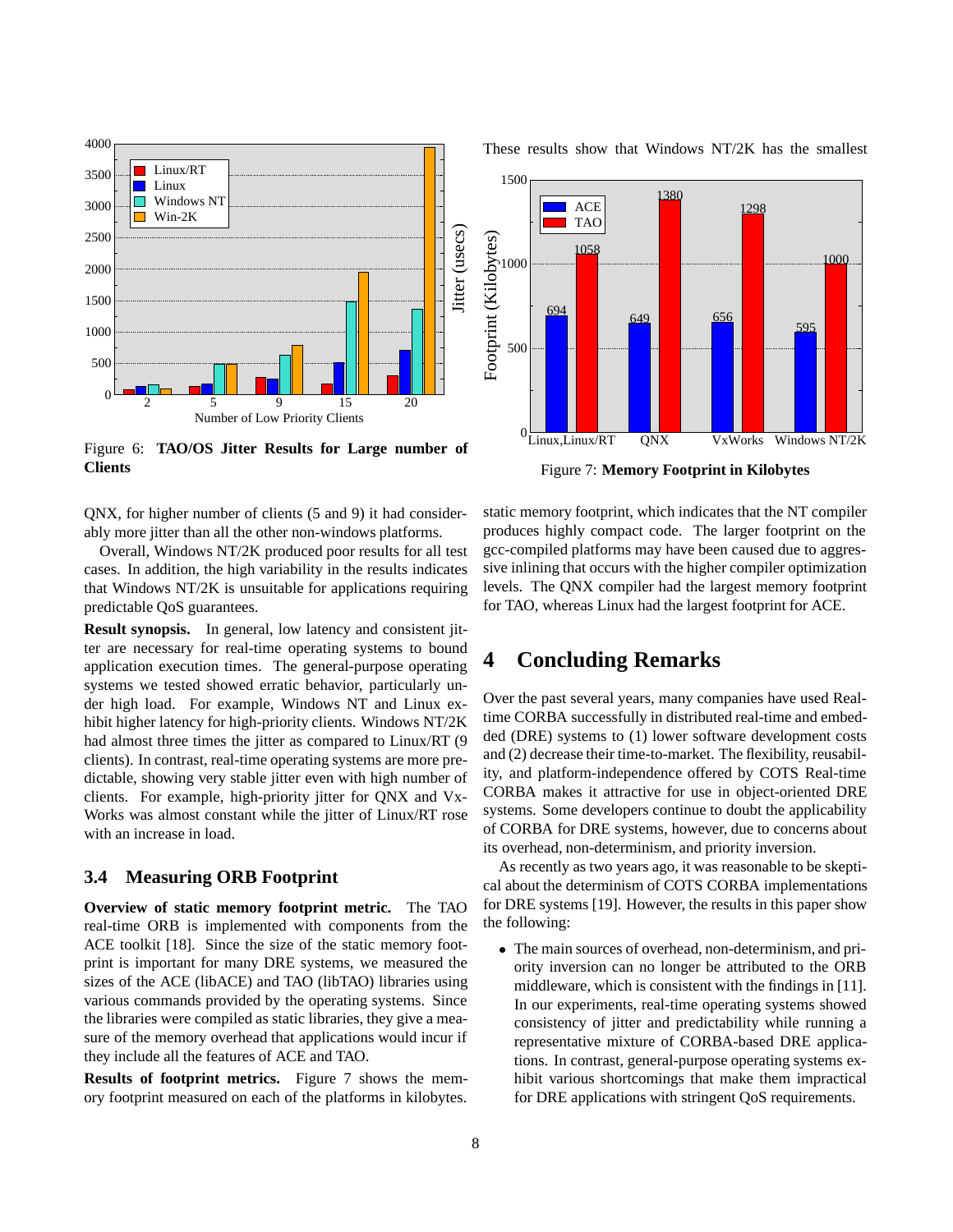Figure 6: **TAO/OS Jitter Results for Large number of Clients**

QNX, for higher number of clients (5 and 9) it had considerably more jitter than all the other non-windows platforms.

Overall, Windows NT/2K produced poor results for all test cases. In addition, the high variability in the results indicates that Windows NT/2K is unsuitable for applications requiring predictable QoS guarantees.

**Result synopsis.** In general, low latency and consistent jitter are necessary for real-time operating systems to bound application execution times. The general-purpose operating systems we tested showed erratic behavior, particularly under high load. For example, Windows NT and Linux exhibit higher latency for high-priority clients. Windows NT/2K had almost three times the jitter as compared to Linux/RT (9 clients). In contrast, real-time operating systems are more predictable, showing very stable jitter even with high number of clients. For example, high-priority jitter for QNX and VxWorks was almost constant while the jitter of Linux/RT rose with an increase in load.

### 3.4 Measuring ORB Footprint

**Overview of static memory footprint metric.** The TAO real-time ORB is implemented with components from the ACE toolkit [18]. Since the size of the static memory footprint is important for many DRE systems, we measured the sizes of the ACE (libACE) and TAO (libTAO) libraries using various commands provided by the operating systems. Since the libraries were compiled as static libraries, they give a measure of the memory overhead that applications would incur if they include all the features of ACE and TAO.

**Results of footprint metrics.** Figure 7 shows the memory footprint measured on each of the platforms in kilobytes. These results show that Windows NT/2K has the smallest static memory footprint, which indicates that the NT compiler produces highly compact code. The larger footprint on the gcc-compiled platforms may have been caused due to aggressive inlining that occurs with the higher compiler optimization levels. The QNX compiler had the largest memory footprint for TAO, whereas Linux had the largest footprint for ACE.

Figure 7: **Memory Footprint in Kilobytes**

## 4 Concluding Remarks

Over the past several years, many companies have used Real-time CORBA successfully in distributed real-time and embedded (DRE) systems to (1) lower software development costs and (2) decrease their time-to-market. The flexibility, reusability, and platform-independence offered by COTS Real-time CORBA makes it attractive for use in object-oriented DRE systems. Some developers continue to doubt the applicability of CORBA for DRE systems, however, due to concerns about its overhead, non-determinism, and priority inversion.

As recently as two years ago, it was reasonable to be skeptical about the determinism of COTS CORBA implementations for DRE systems [19]. However, the results in this paper show the following:

- The main sources of overhead, non-determinism, and priority inversion can no longer be attributed to the ORB middleware, which is consistent with the findings in [11]. In our experiments, real-time operating systems showed consistency of jitter and predictability while running a representative mixture of CORBA-based DRE applications. In contrast, general-purpose operating systems exhibit various shortcomings that make them impractical for DRE applications with stringent QoS requirements.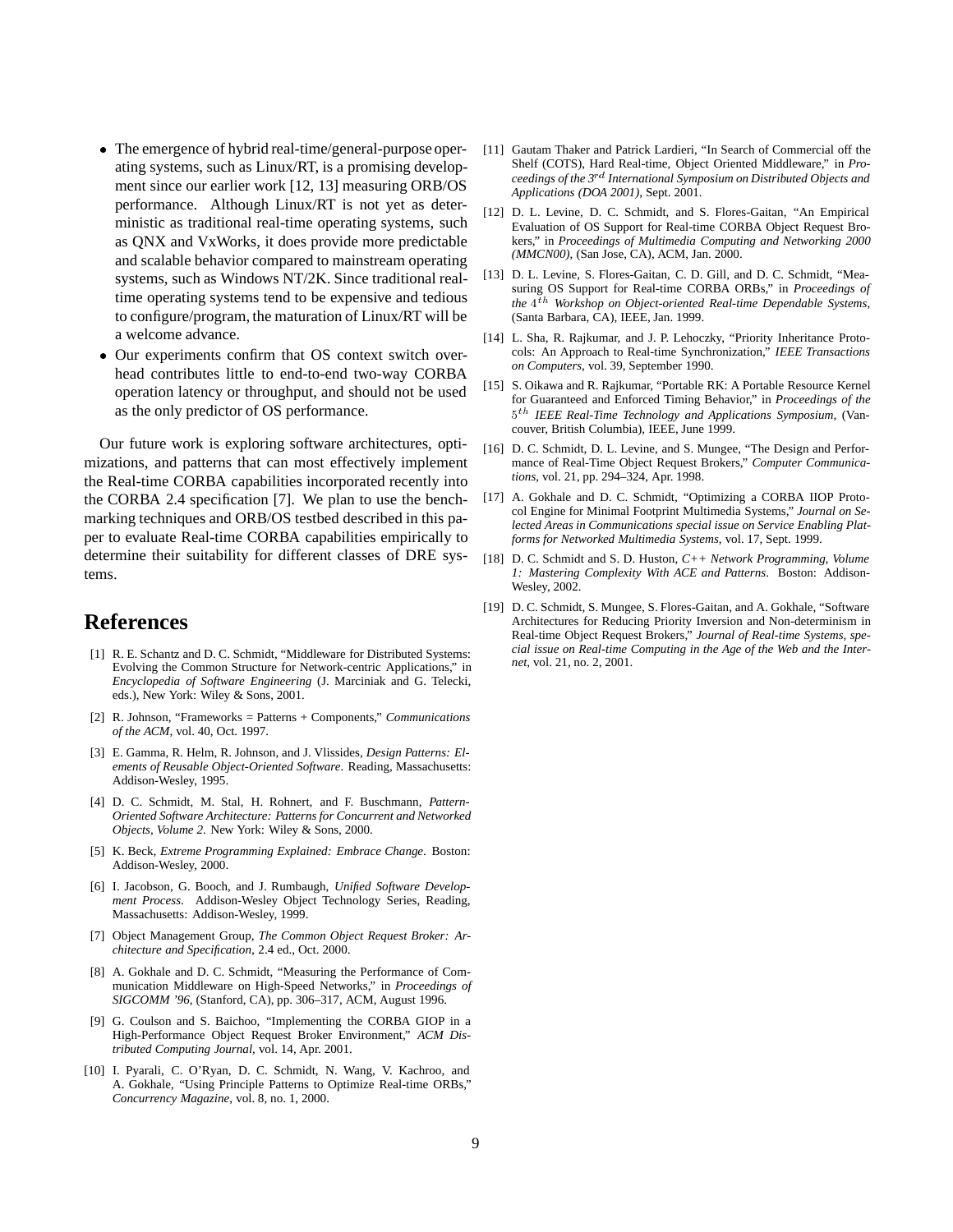- The emergence of hybrid real-time/general-purpose operating systems, such as Linux/RT, is a promising development since our earlier work [12, 13] measuring ORB/OS performance. Although Linux/RT is not yet as deterministic as traditional real-time operating systems, such as QNX and VxWorks, it does provide more predictable and scalable behavior compared to mainstream operating systems, such as Windows NT/2K. Since traditional real-time operating systems tend to be expensive and tedious to configure/program, the maturation of Linux/RT will be a welcome advance.
- Our experiments confirm that OS context switch overhead contributes little to end-to-end two-way CORBA operation latency or throughput, and should not be used as the only predictor of OS performance.

Our future work is exploring software architectures, optimizations, and patterns that can most effectively implement the Real-time CORBA capabilities incorporated recently into the CORBA 2.4 specification [7]. We plan to use the benchmarking techniques and ORB/OS testbed described in this paper to evaluate Real-time CORBA capabilities empirically to determine their suitability for different classes of DRE systems.

# References

[1] R. E. Schantz and D. C. Schmidt, "Middleware for Distributed Systems: Evolving the Common Structure for Network-centric Applications," in *Encyclopedia of Software Engineering* (J. Marciniak and G. Telecki, eds.), New York: Wiley & Sons, 2001.

[2] R. Johnson, "Frameworks = Patterns + Components," *Communications of the ACM*, vol. 40, Oct. 1997.

[3] E. Gamma, R. Helm, R. Johnson, and J. Vlissides, *Design Patterns: Elements of Reusable Object-Oriented Software*. Reading, Massachusetts: Addison-Wesley, 1995.

[4] D. C. Schmidt, M. Stal, H. Rohnert, and F. Buschmann, *Pattern-Oriented Software Architecture: Patterns for Concurrent and Networked Objects, Volume 2*. New York: Wiley & Sons, 2000.

[5] K. Beck, *Extreme Programming Explained: Embrace Change*. Boston: Addison-Wesley, 2000.

[6] I. Jacobson, G. Booch, and J. Rumbaugh, *Unified Software Development Process*. Addison-Wesley Object Technology Series, Reading, Massachusetts: Addison-Wesley, 1999.

[7] Object Management Group, *The Common Object Request Broker: Architecture and Specification*, 2.4 ed., Oct. 2000.

[8] A. Gokhale and D. C. Schmidt, "Measuring the Performance of Communication Middleware on High-Speed Networks," in *Proceedings of SIGCOMM '96*, (Stanford, CA), pp. 306–317, ACM, August 1996.

[9] G. Coulson and S. Baichoo, "Implementing the CORBA GIOP in a High-Performance Object Request Broker Environment," *ACM Distributed Computing Journal*, vol. 14, Apr. 2001.

[10] I. Pyarali, C. O'Ryan, D. C. Schmidt, N. Wang, V. Kachroo, and A. Gokhale, "Using Principle Patterns to Optimize Real-time ORBs," *Concurrency Magazine*, vol. 8, no. 1, 2000.

[11] Gautam Thaker and Patrick Lardieri, "In Search of Commercial off the Shelf (COTS), Hard Real-time, Object Oriented Middleware," in *Proceedings of the 3$^{rd}$ International Symposium on Distributed Objects and Applications (DOA 2001)*, Sept. 2001.

[12] D. L. Levine, D. C. Schmidt, and S. Flores-Gaitan, "An Empirical Evaluation of OS Support for Real-time CORBA Object Request Brokers," in *Proceedings of Multimedia Computing and Networking 2000 (MMCN00)*, (San Jose, CA), ACM, Jan. 2000.

[13] D. L. Levine, S. Flores-Gaitan, C. D. Gill, and D. C. Schmidt, "Measuring OS Support for Real-time CORBA ORBs," in *Proceedings of the 4$^{th}$ Workshop on Object-oriented Real-time Dependable Systems*, (Santa Barbara, CA), IEEE, Jan. 1999.

[14] L. Sha, R. Rajkumar, and J. P. Lehoczky, "Priority Inheritance Protocols: An Approach to Real-time Synchronization," *IEEE Transactions on Computers*, vol. 39, September 1990.

[15] S. Oikawa and R. Rajkumar, "Portable RK: A Portable Resource Kernel for Guaranteed and Enforced Timing Behavior," in *Proceedings of the 5$^{th}$ IEEE Real-Time Technology and Applications Symposium*, (Vancouver, British Columbia), IEEE, June 1999.

[16] D. C. Schmidt, D. L. Levine, and S. Mungee, "The Design and Performance of Real-Time Object Request Brokers," *Computer Communications*, vol. 21, pp. 294–324, Apr. 1998.

[17] A. Gokhale and D. C. Schmidt, "Optimizing a CORBA IIOP Protocol Engine for Minimal Footprint Multimedia Systems," *Journal on Selected Areas in Communications special issue on Service Enabling Platforms for Networked Multimedia Systems*, vol. 17, Sept. 1999.

[18] D. C. Schmidt and S. D. Huston, *C++ Network Programming, Volume 1: Mastering Complexity With ACE and Patterns*. Boston: Addison-Wesley, 2002.

[19] D. C. Schmidt, S. Mungee, S. Flores-Gaitan, and A. Gokhale, "Software Architectures for Reducing Priority Inversion and Non-determinism in Real-time Object Request Brokers," *Journal of Real-time Systems, special issue on Real-time Computing in the Age of the Web and the Internet*, vol. 21, no. 2, 2001.